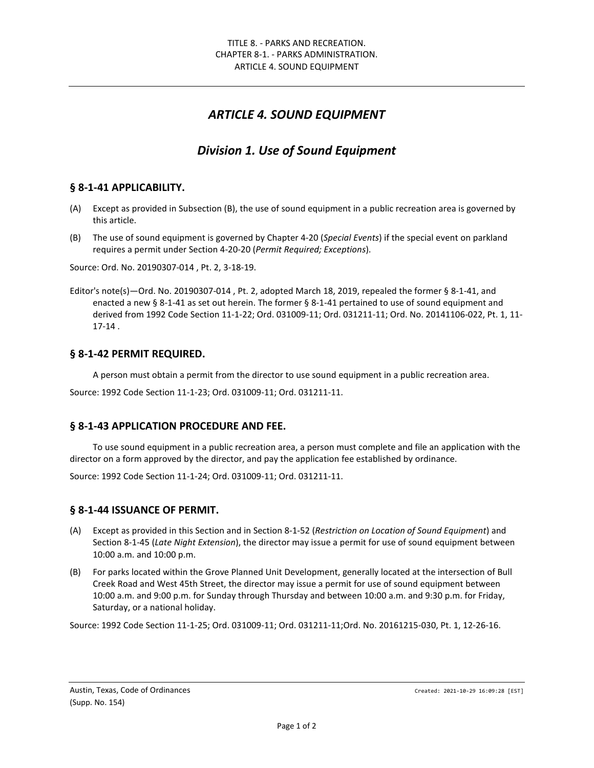# *ARTICLE 4. SOUND EQUIPMENT*

## *Division 1. Use of Sound Equipment*

### § 8-1-41 APPLICABILITY.

(A) Except as provided in Subsection (B), the use of sound equipment in a public recreation area is governed by this article.

(B) The use of sound equipment is governed by Chapter 4-20 (*Special Events*) if the special event on parkland requires a permit under Section 4-20-20 (*Permit Required; Exceptions*).

Source: Ord. No. 20190307-014 , Pt. 2, 3-18-19.

Editor's note(s)—Ord. No. 20190307-014 , Pt. 2, adopted March 18, 2019, repealed the former § 8-1-41, and enacted a new § 8-1-41 as set out herein. The former § 8-1-41 pertained to use of sound equipment and derived from 1992 Code Section 11-1-22; Ord. 031009-11; Ord. 031211-11; Ord. No. 20141106-022, Pt. 1, 11-17-14 .

### § 8-1-42 PERMIT REQUIRED.

A person must obtain a permit from the director to use sound equipment in a public recreation area.

Source: 1992 Code Section 11-1-23; Ord. 031009-11; Ord. 031211-11.

### § 8-1-43 APPLICATION PROCEDURE AND FEE.

To use sound equipment in a public recreation area, a person must complete and file an application with the director on a form approved by the director, and pay the application fee established by ordinance.

Source: 1992 Code Section 11-1-24; Ord. 031009-11; Ord. 031211-11.

### § 8-1-44 ISSUANCE OF PERMIT.

(A) Except as provided in this Section and in Section 8-1-52 (*Restriction on Location of Sound Equipment*) and Section 8-1-45 (*Late Night Extension*), the director may issue a permit for use of sound equipment between 10:00 a.m. and 10:00 p.m.

(B) For parks located within the Grove Planned Unit Development, generally located at the intersection of Bull Creek Road and West 45th Street, the director may issue a permit for use of sound equipment between 10:00 a.m. and 9:00 p.m. for Sunday through Thursday and between 10:00 a.m. and 9:30 p.m. for Friday, Saturday, or a national holiday.

Source: 1992 Code Section 11-1-25; Ord. 031009-11; Ord. 031211-11;Ord. No. 20161215-030, Pt. 1, 12-26-16.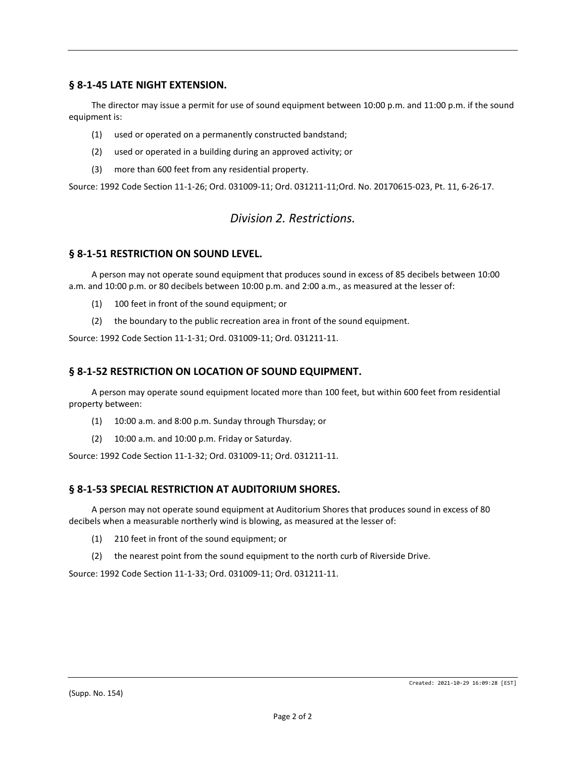### § 8-1-45 LATE NIGHT EXTENSION.

The director may issue a permit for use of sound equipment between 10:00 p.m. and 11:00 p.m. if the sound equipment is:

(1) used or operated on a permanently constructed bandstand;

(2) used or operated in a building during an approved activity; or

(3) more than 600 feet from any residential property.

Source: 1992 Code Section 11-1-26; Ord. 031009-11; Ord. 031211-11;Ord. No. 20170615-023, Pt. 11, 6-26-17.

## *Division 2. Restrictions.*

### § 8-1-51 RESTRICTION ON SOUND LEVEL.

A person may not operate sound equipment that produces sound in excess of 85 decibels between 10:00 a.m. and 10:00 p.m. or 80 decibels between 10:00 p.m. and 2:00 a.m., as measured at the lesser of:

(1) 100 feet in front of the sound equipment; or

(2) the boundary to the public recreation area in front of the sound equipment.

Source: 1992 Code Section 11-1-31; Ord. 031009-11; Ord. 031211-11.

### § 8-1-52 RESTRICTION ON LOCATION OF SOUND EQUIPMENT.

A person may operate sound equipment located more than 100 feet, but within 600 feet from residential property between:

(1) 10:00 a.m. and 8:00 p.m. Sunday through Thursday; or

(2) 10:00 a.m. and 10:00 p.m. Friday or Saturday.

Source: 1992 Code Section 11-1-32; Ord. 031009-11; Ord. 031211-11.

### § 8-1-53 SPECIAL RESTRICTION AT AUDITORIUM SHORES.

A person may not operate sound equipment at Auditorium Shores that produces sound in excess of 80 decibels when a measurable northerly wind is blowing, as measured at the lesser of:

(1) 210 feet in front of the sound equipment; or

(2) the nearest point from the sound equipment to the north curb of Riverside Drive.

Source: 1992 Code Section 11-1-33; Ord. 031009-11; Ord. 031211-11.